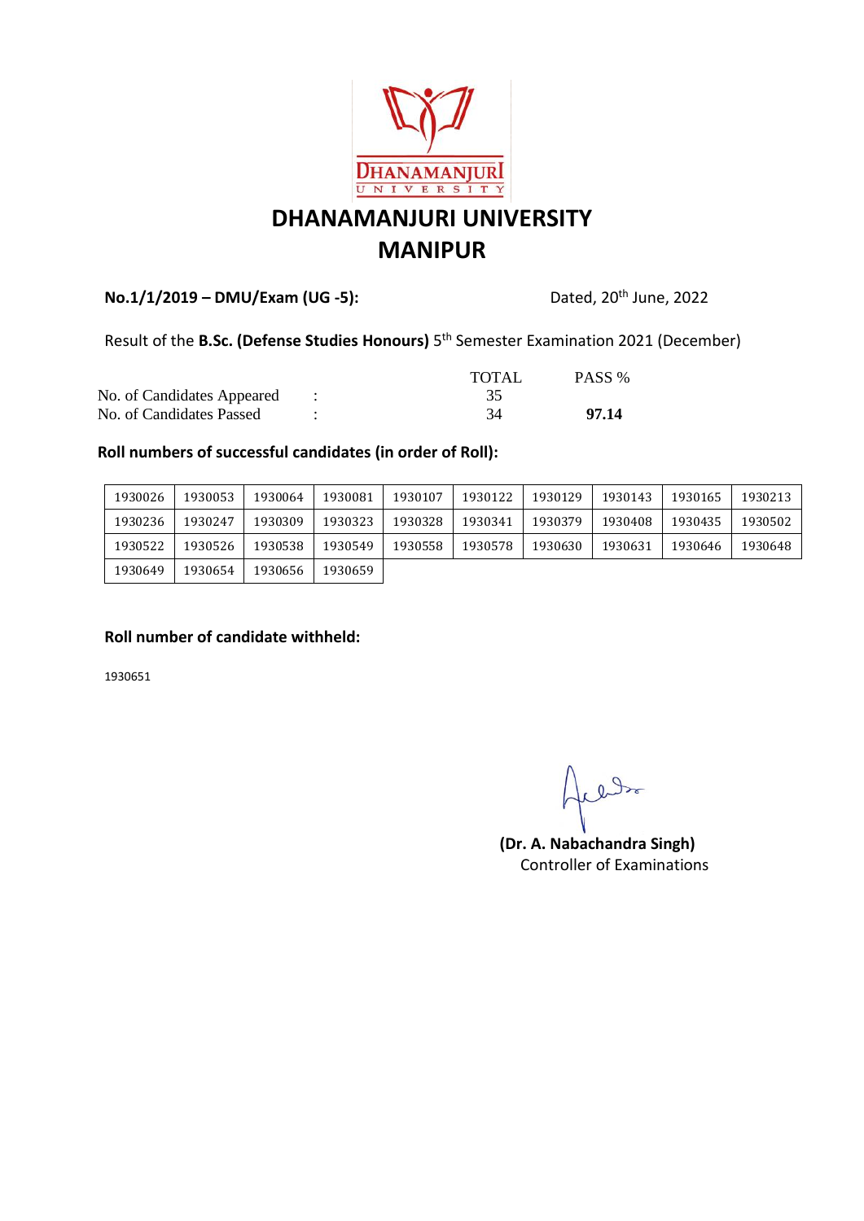# DHANAMANJURI UNIVERSITY
# MANIPUR

**No.1/1/2019 – DMU/Exam (UG -5):** Dated, 20th June, 2022

Result of the **B.Sc. (Defense Studies Honours)** 5th Semester Examination 2021 (December)

| | | TOTAL | PASS % |
|---|---|---|---|
| No. of Candidates Appeared | : | 35 | |
| No. of Candidates Passed | : | 34 | **97.14** |

**Roll numbers of successful candidates (in order of Roll):**

| | | | | | | | | | |
|---|---|---|---|---|---|---|---|---|---|
| 1930026 | 1930053 | 1930064 | 1930081 | 1930107 | 1930122 | 1930129 | 1930143 | 1930165 | 1930213 |
| 1930236 | 1930247 | 1930309 | 1930323 | 1930328 | 1930341 | 1930379 | 1930408 | 1930435 | 1930502 |
| 1930522 | 1930526 | 1930538 | 1930549 | 1930558 | 1930578 | 1930630 | 1930631 | 1930646 | 1930648 |
| 1930649 | 1930654 | 1930656 | 1930659 | | | | | | |

**Roll number of candidate withheld:**

1930651

**(Dr. A. Nabachandra Singh)**
Controller of Examinations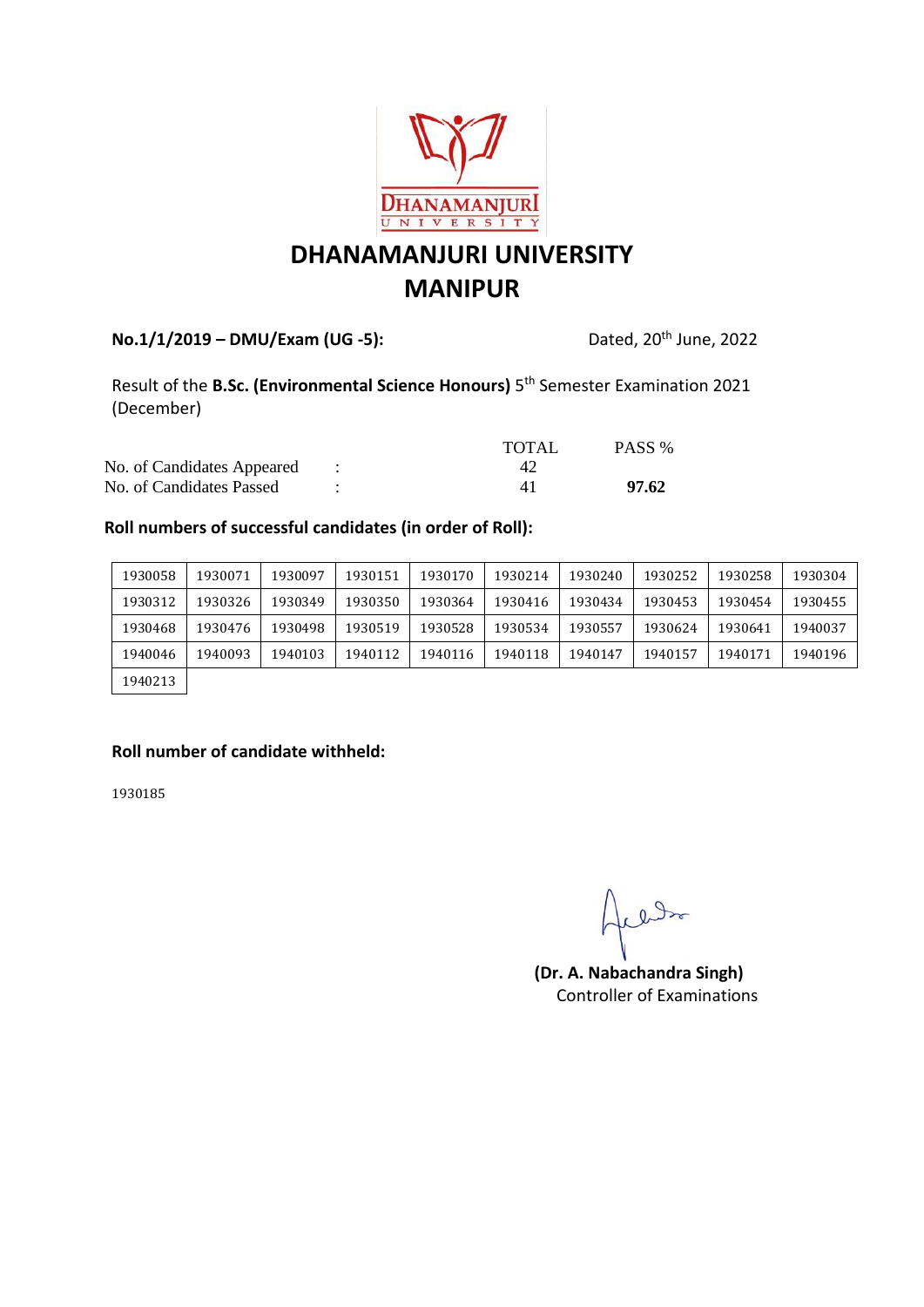# DHANAMANJURI UNIVERSITY
# MANIPUR

**No.1/1/2019 – DMU/Exam (UG -5):** Dated, 20th June, 2022

Result of the **B.Sc. (Environmental Science Honours)** 5th Semester Examination 2021 (December)

| | | TOTAL | PASS % |
|---|---|---|---|
| No. of Candidates Appeared | : | 42 | |
| No. of Candidates Passed | : | 41 | **97.62** |

**Roll numbers of successful candidates (in order of Roll):**

| | | | | | | | | | |
|---|---|---|---|---|---|---|---|---|---|
| 1930058 | 1930071 | 1930097 | 1930151 | 1930170 | 1930214 | 1930240 | 1930252 | 1930258 | 1930304 |
| 1930312 | 1930326 | 1930349 | 1930350 | 1930364 | 1930416 | 1930434 | 1930453 | 1930454 | 1930455 |
| 1930468 | 1930476 | 1930498 | 1930519 | 1930528 | 1930534 | 1930557 | 1930624 | 1930641 | 1940037 |
| 1940046 | 1940093 | 1940103 | 1940112 | 1940116 | 1940118 | 1940147 | 1940157 | 1940171 | 1940196 |
| 1940213 | | | | | | | | | |

**Roll number of candidate withheld:**

1930185

**(Dr. A. Nabachandra Singh)**
Controller of Examinations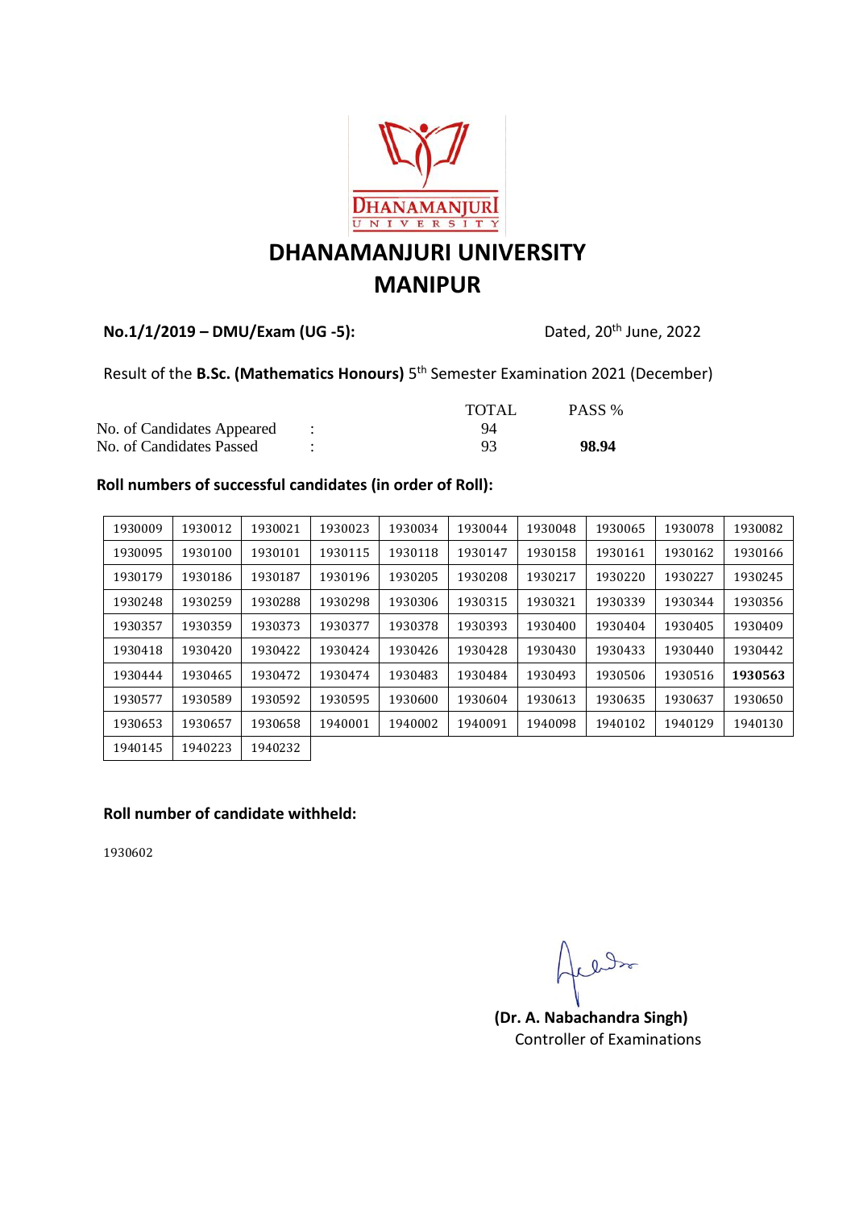# DHANAMANJURI UNIVERSITY
# MANIPUR

**No.1/1/2019 – DMU/Exam (UG -5):** Dated, 20th June, 2022

Result of the **B.Sc. (Mathematics Honours)** 5th Semester Examination 2021 (December)

| | | TOTAL | PASS % |
|---|---|---|---|
| No. of Candidates Appeared | : | 94 | |
| No. of Candidates Passed | : | 93 | **98.94** |

**Roll numbers of successful candidates (in order of Roll):**

| | | | | | | | | | |
|---|---|---|---|---|---|---|---|---|---|
| 1930009 | 1930012 | 1930021 | 1930023 | 1930034 | 1930044 | 1930048 | 1930065 | 1930078 | 1930082 |
| 1930095 | 1930100 | 1930101 | 1930115 | 1930118 | 1930147 | 1930158 | 1930161 | 1930162 | 1930166 |
| 1930179 | 1930186 | 1930187 | 1930196 | 1930205 | 1930208 | 1930217 | 1930220 | 1930227 | 1930245 |
| 1930248 | 1930259 | 1930288 | 1930298 | 1930306 | 1930315 | 1930321 | 1930339 | 1930344 | 1930356 |
| 1930357 | 1930359 | 1930373 | 1930377 | 1930378 | 1930393 | 1930400 | 1930404 | 1930405 | 1930409 |
| 1930418 | 1930420 | 1930422 | 1930424 | 1930426 | 1930428 | 1930430 | 1930433 | 1930440 | 1930442 |
| 1930444 | 1930465 | 1930472 | 1930474 | 1930483 | 1930484 | 1930493 | 1930506 | 1930516 | **1930563** |
| 1930577 | 1930589 | 1930592 | 1930595 | 1930600 | 1930604 | 1930613 | 1930635 | 1930637 | 1930650 |
| 1930653 | 1930657 | 1930658 | 1940001 | 1940002 | 1940091 | 1940098 | 1940102 | 1940129 | 1940130 |
| 1940145 | 1940223 | 1940232 | | | | | | | |

**Roll number of candidate withheld:**

1930602

**(Dr. A. Nabachandra Singh)**
Controller of Examinations